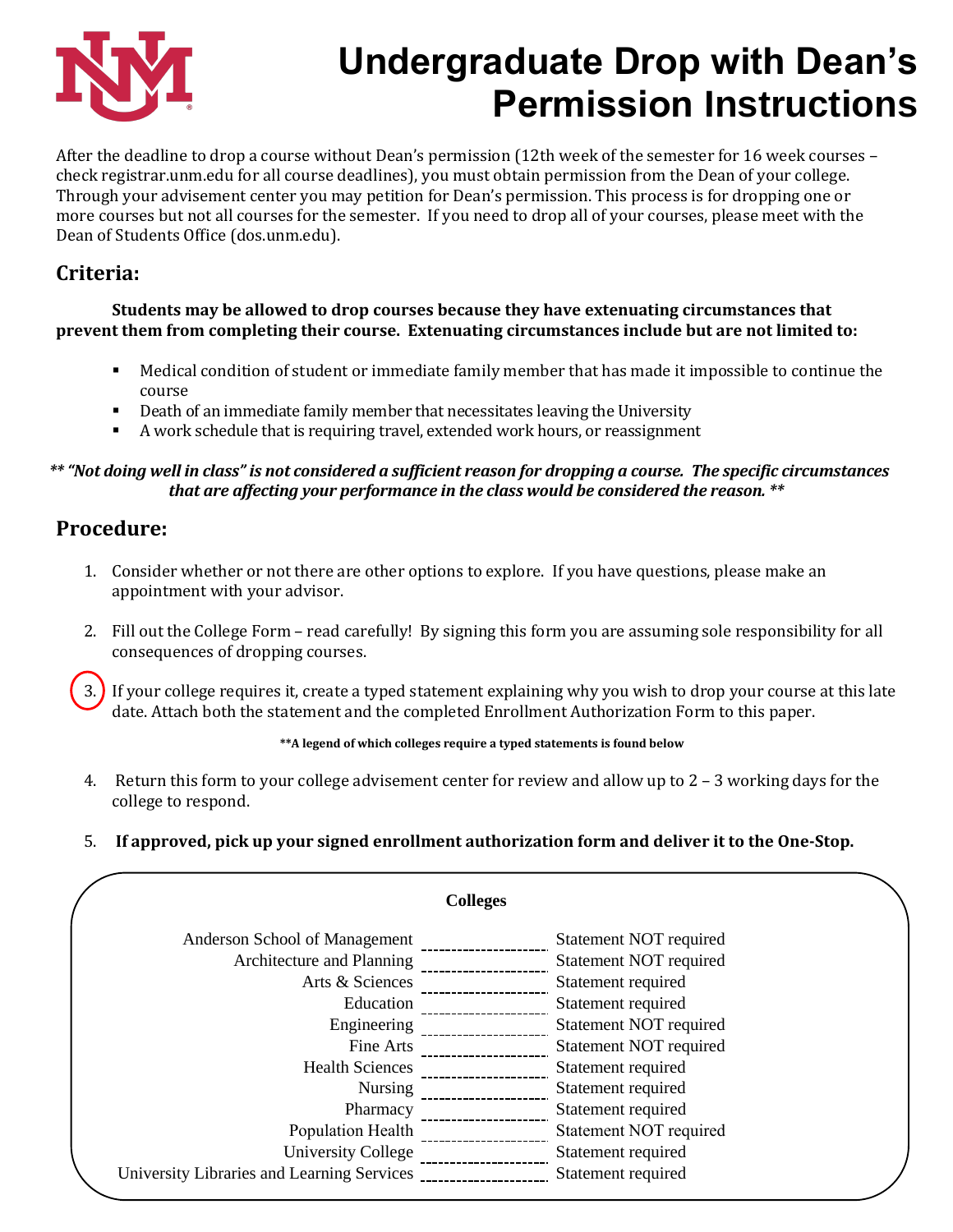# Undergraduate Drop with Dean's Permission Instructions

After the deadline to drop a course without Dean's permission (12th week of the semester for 16 week courses – check registrar.unm.edu for all course deadlines), you must obtain permission from the Dean of your college. Through your advisement center you may petition for Dean's permission. This process is for dropping one or more courses but not all courses for the semester. If you need to drop all of your courses, please meet with the Dean of Students Office (dos.unm.edu).

## Criteria:

**Students may be allowed to drop courses because they have extenuating circumstances that prevent them from completing their course. Extenuating circumstances include but are not limited to:**

- Medical condition of student or immediate family member that has made it impossible to continue the course
- Death of an immediate family member that necessitates leaving the University
- A work schedule that is requiring travel, extended work hours, or reassignment

***\*\* "Not doing well in class" is not considered a sufficient reason for dropping a course. The specific circumstances that are affecting your performance in the class would be considered the reason. \*\****

## Procedure:

1. Consider whether or not there are other options to explore. If you have questions, please make an appointment with your advisor.

2. Fill out the College Form – read carefully! By signing this form you are assuming sole responsibility for all consequences of dropping courses.

3. If your college requires it, create a typed statement explaining why you wish to drop your course at this late date. Attach both the statement and the completed Enrollment Authorization Form to this paper.

   **\*\*A legend of which colleges require a typed statements is found below**

4. Return this form to your college advisement center for review and allow up to 2 – 3 working days for the college to respond.

5. **If approved, pick up your signed enrollment authorization form and deliver it to the One-Stop.**

**Colleges**

| | |
|---|---|
| Anderson School of Management | Statement NOT required |
| Architecture and Planning | Statement NOT required |
| Arts & Sciences | Statement required |
| Education | Statement required |
| Engineering | Statement NOT required |
| Fine Arts | Statement NOT required |
| Health Sciences | Statement required |
| Nursing | Statement required |
| Pharmacy | Statement required |
| Population Health | Statement NOT required |
| University College | Statement required |
| University Libraries and Learning Services | Statement required |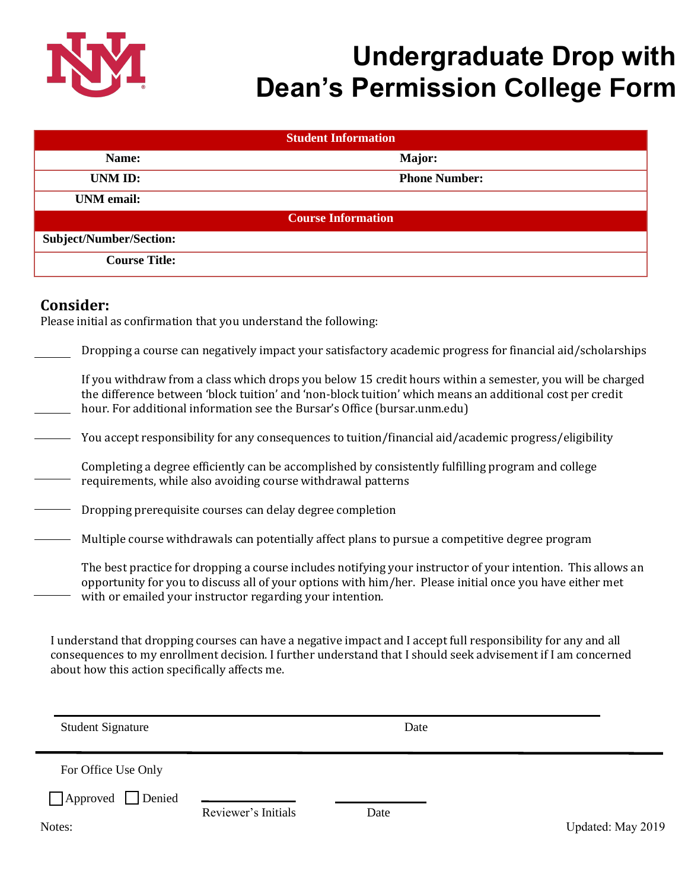# Undergraduate Drop with Dean's Permission College Form

| Student Information | | | |
|---|---|---|---|
| **Name:** | | **Major:** | |
| **UNM ID:** | | **Phone Number:** | |
| **UNM email:** | | | |
| **Course Information** | | | |
| **Subject/Number/Section:** | | | |
| **Course Title:** | | | |

## Consider:

Please initial as confirmation that you understand the following:

______ Dropping a course can negatively impact your satisfactory academic progress for financial aid/scholarships

______ If you withdraw from a class which drops you below 15 credit hours within a semester, you will be charged the difference between 'block tuition' and 'non-block tuition' which means an additional cost per credit hour. For additional information see the Bursar's Office (bursar.unm.edu)

______ You accept responsibility for any consequences to tuition/financial aid/academic progress/eligibility

______ Completing a degree efficiently can be accomplished by consistently fulfilling program and college requirements, while also avoiding course withdrawal patterns

______ Dropping prerequisite courses can delay degree completion

______ Multiple course withdrawals can potentially affect plans to pursue a competitive degree program

______ The best practice for dropping a course includes notifying your instructor of your intention. This allows an opportunity for you to discuss all of your options with him/her. Please initial once you have either met with or emailed your instructor regarding your intention.

I understand that dropping courses can have a negative impact and I accept full responsibility for any and all consequences to my enrollment decision. I further understand that I should seek advisement if I am concerned about how this action specifically affects me.

______________________________________________________________________

Student Signature                                                        Date

For Office Use Only

☐ Approved ☐ Denied

______________ Reviewer's Initials

______________ Date

Notes:

Updated: May 2019